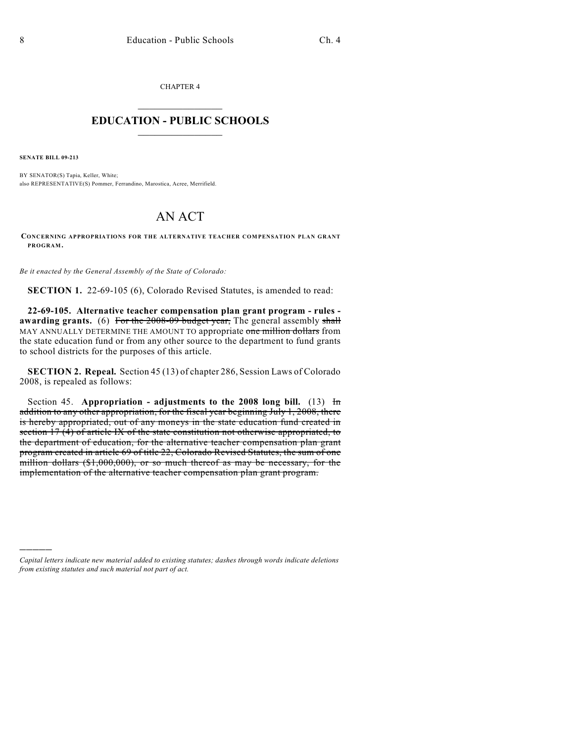CHAPTER 4

# EDUCATION - PUBLIC SCHOOLS

**SENATE BILL 09-213**

BY SENATOR(S) Tapia, Keller, White;
also REPRESENTATIVE(S) Pommer, Ferrandino, Marostica, Acree, Merrifield.

# AN ACT

**CONCERNING APPROPRIATIONS FOR THE ALTERNATIVE TEACHER COMPENSATION PLAN GRANT PROGRAM.**

*Be it enacted by the General Assembly of the State of Colorado:*

**SECTION 1.** 22-69-105 (6), Colorado Revised Statutes, is amended to read:

**22-69-105. Alternative teacher compensation plan grant program - rules - awarding grants.** (6) ~~For the 2008-09 budget year,~~ The general assembly ~~shall~~ MAY ANNUALLY DETERMINE THE AMOUNT TO appropriate ~~one million dollars~~ from the state education fund or from any other source to the department to fund grants to school districts for the purposes of this article.

**SECTION 2. Repeal.** Section 45 (13) of chapter 286, Session Laws of Colorado 2008, is repealed as follows:

Section 45. **Appropriation - adjustments to the 2008 long bill.** (13) ~~In addition to any other appropriation, for the fiscal year beginning July 1, 2008, there is hereby appropriated, out of any moneys in the state education fund created in section 17 (4) of article IX of the state constitution not otherwise appropriated, to the department of education, for the alternative teacher compensation plan grant program created in article 69 of title 22, Colorado Revised Statutes, the sum of one million dollars ($1,000,000), or so much thereof as may be necessary, for the implementation of the alternative teacher compensation plan grant program.~~

---

*Capital letters indicate new material added to existing statutes; dashes through words indicate deletions from existing statutes and such material not part of act.*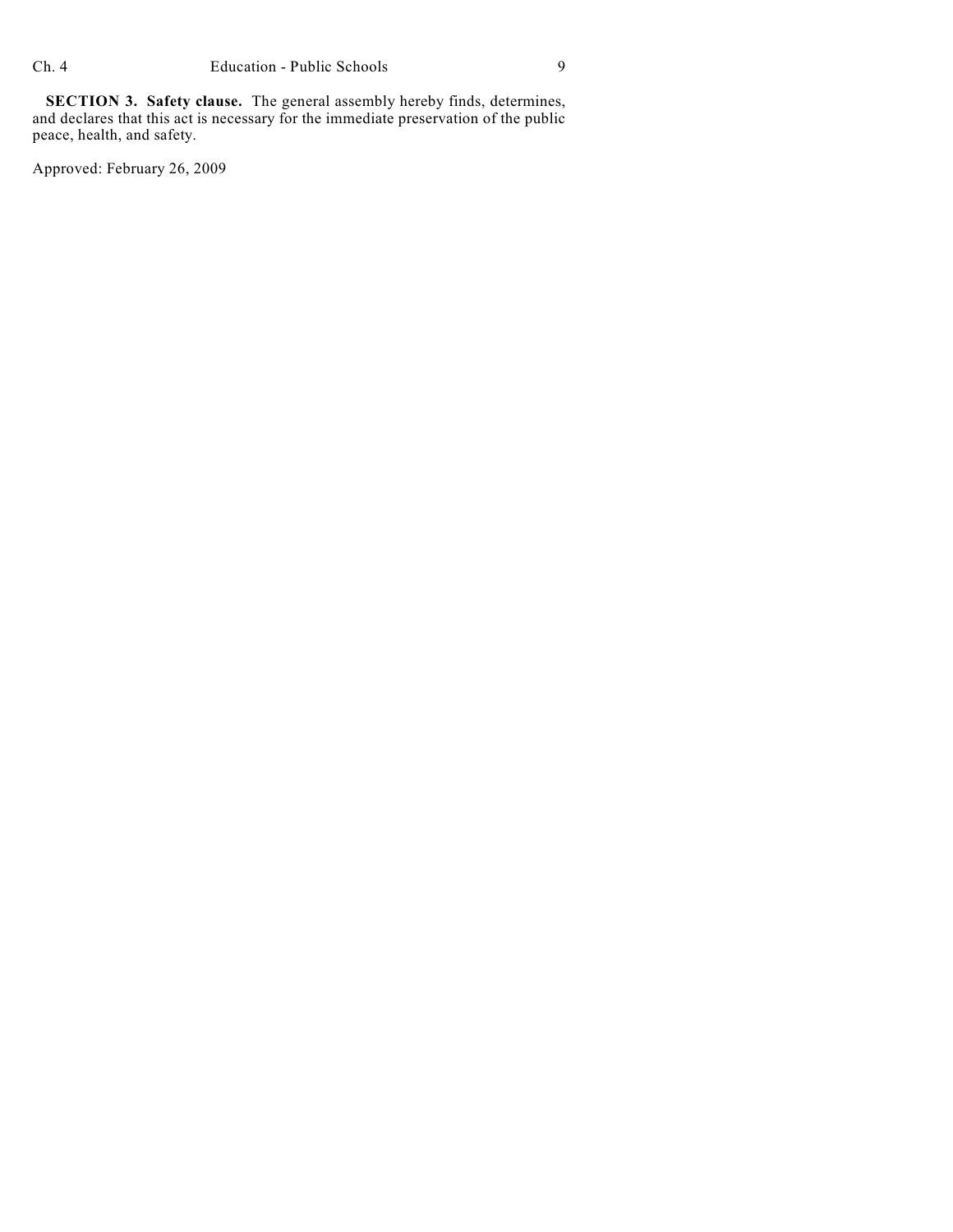**SECTION 3. Safety clause.** The general assembly hereby finds, determines, and declares that this act is necessary for the immediate preservation of the public peace, health, and safety.

Approved: February 26, 2009